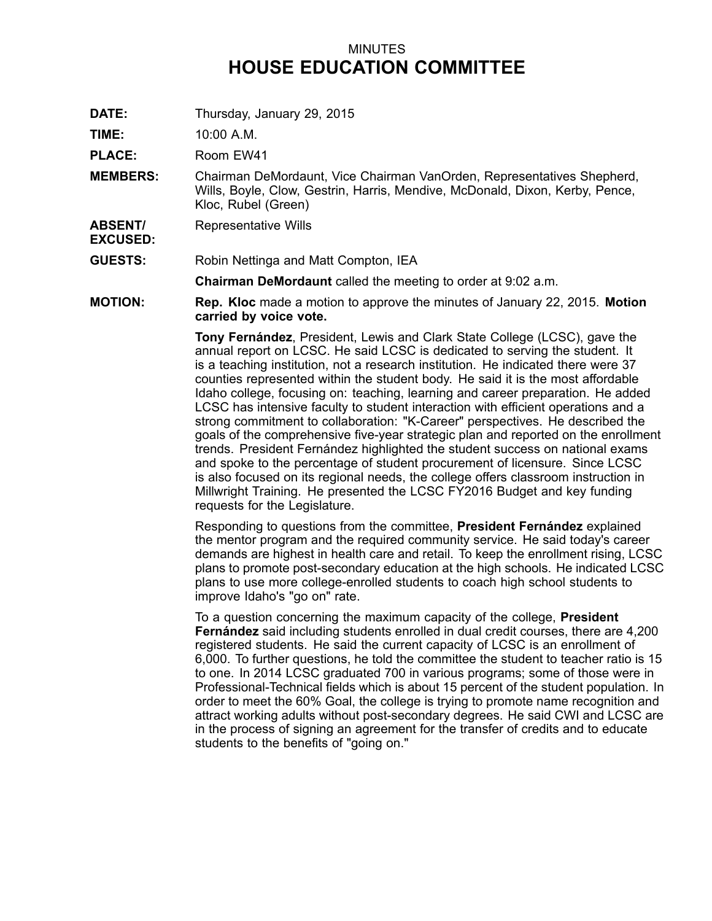MINUTES

# HOUSE EDUCATION COMMITTEE

**DATE:** Thursday, January 29, 2015

**TIME:** 10:00 A.M.

**PLACE:** Room EW41

**MEMBERS:** Chairman DeMordaunt, Vice Chairman VanOrden, Representatives Shepherd, Wills, Boyle, Clow, Gestrin, Harris, Mendive, McDonald, Dixon, Kerby, Pence, Kloc, Rubel (Green)

**ABSENT/ EXCUSED:** Representative Wills

**GUESTS:** Robin Nettinga and Matt Compton, IEA

**Chairman DeMordaunt** called the meeting to order at 9:02 a.m.

**MOTION:** **Rep. Kloc** made a motion to approve the minutes of January 22, 2015. **Motion carried by voice vote.**

**Tony Fernández**, President, Lewis and Clark State College (LCSC), gave the annual report on LCSC. He said LCSC is dedicated to serving the student. It is a teaching institution, not a research institution. He indicated there were 37 counties represented within the student body. He said it is the most affordable Idaho college, focusing on: teaching, learning and career preparation. He added LCSC has intensive faculty to student interaction with efficient operations and a strong commitment to collaboration: "K-Career" perspectives. He described the goals of the comprehensive five-year strategic plan and reported on the enrollment trends. President Fernández highlighted the student success on national exams and spoke to the percentage of student procurement of licensure. Since LCSC is also focused on its regional needs, the college offers classroom instruction in Millwright Training. He presented the LCSC FY2016 Budget and key funding requests for the Legislature.

Responding to questions from the committee, **President Fernández** explained the mentor program and the required community service. He said today's career demands are highest in health care and retail. To keep the enrollment rising, LCSC plans to promote post-secondary education at the high schools. He indicated LCSC plans to use more college-enrolled students to coach high school students to improve Idaho's "go on" rate.

To a question concerning the maximum capacity of the college, **President Fernández** said including students enrolled in dual credit courses, there are 4,200 registered students. He said the current capacity of LCSC is an enrollment of 6,000. To further questions, he told the committee the student to teacher ratio is 15 to one. In 2014 LCSC graduated 700 in various programs; some of those were in Professional-Technical fields which is about 15 percent of the student population. In order to meet the 60% Goal, the college is trying to promote name recognition and attract working adults without post-secondary degrees. He said CWI and LCSC are in the process of signing an agreement for the transfer of credits and to educate students to the benefits of "going on."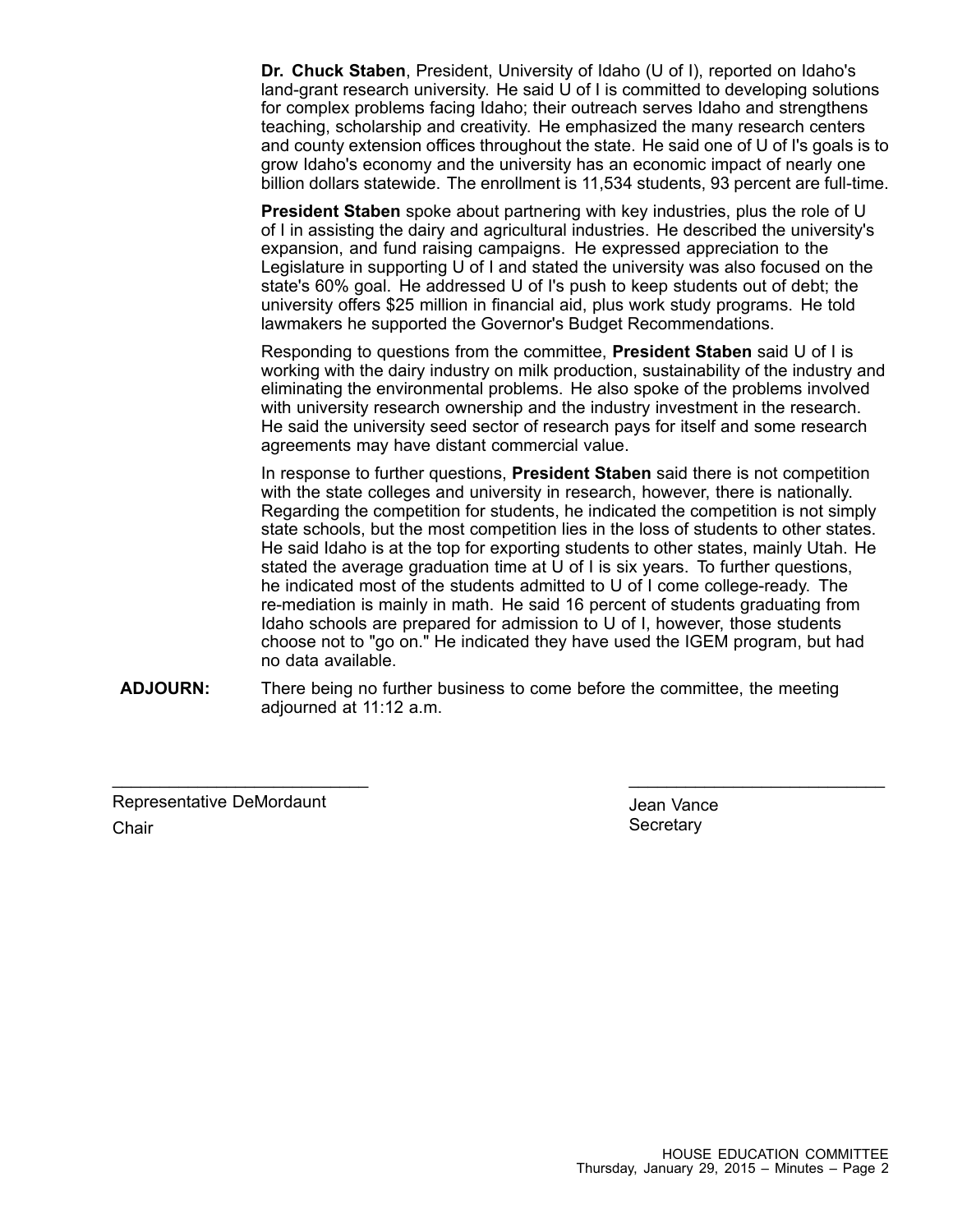**Dr. Chuck Staben**, President, University of Idaho (U of I), reported on Idaho's land-grant research university. He said U of I is committed to developing solutions for complex problems facing Idaho; their outreach serves Idaho and strengthens teaching, scholarship and creativity. He emphasized the many research centers and county extension offices throughout the state. He said one of U of I's goals is to grow Idaho's economy and the university has an economic impact of nearly one billion dollars statewide. The enrollment is 11,534 students, 93 percent are full-time.

**President Staben** spoke about partnering with key industries, plus the role of U of I in assisting the dairy and agricultural industries. He described the university's expansion, and fund raising campaigns. He expressed appreciation to the Legislature in supporting U of I and stated the university was also focused on the state's 60% goal. He addressed U of I's push to keep students out of debt; the university offers $25 million in financial aid, plus work study programs. He told lawmakers he supported the Governor's Budget Recommendations.

Responding to questions from the committee, **President Staben** said U of I is working with the dairy industry on milk production, sustainability of the industry and eliminating the environmental problems. He also spoke of the problems involved with university research ownership and the industry investment in the research. He said the university seed sector of research pays for itself and some research agreements may have distant commercial value.

In response to further questions, **President Staben** said there is not competition with the state colleges and university in research, however, there is nationally. Regarding the competition for students, he indicated the competition is not simply state schools, but the most competition lies in the loss of students to other states. He said Idaho is at the top for exporting students to other states, mainly Utah. He stated the average graduation time at U of I is six years. To further questions, he indicated most of the students admitted to U of I come college-ready. The re-mediation is mainly in math. He said 16 percent of students graduating from Idaho schools are prepared for admission to U of I, however, those students choose not to "go on." He indicated they have used the IGEM program, but had no data available.

**ADJOURN:** There being no further business to come before the committee, the meeting adjourned at 11:12 a.m.

___________________________
Representative DeMordaunt
Chair

___________________________
Jean Vance
Secretary